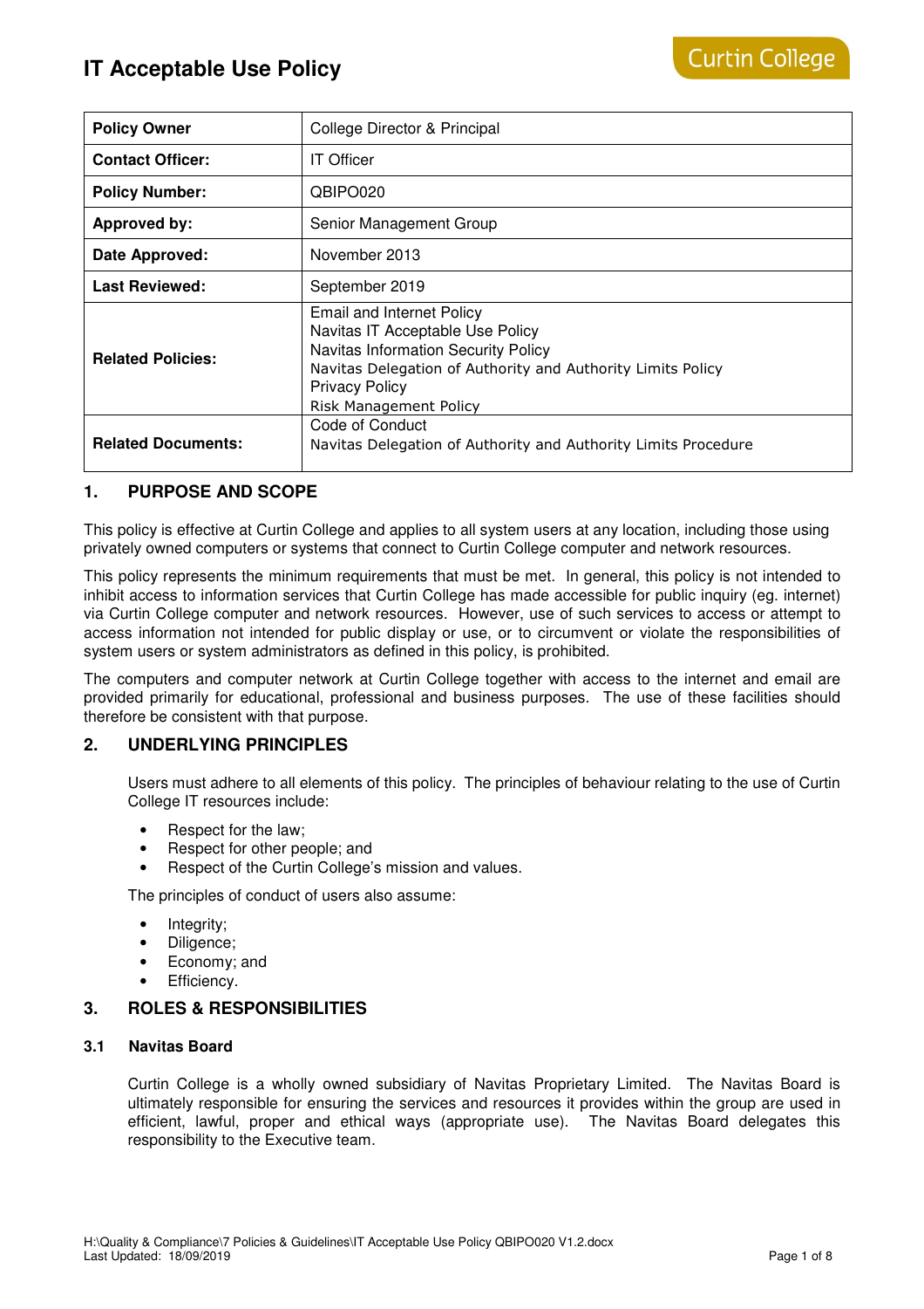# IT Acceptable Use Policy

| | |
|---|---|
| **Policy Owner** | College Director & Principal |
| **Contact Officer:** | IT Officer |
| **Policy Number:** | QBIPO020 |
| **Approved by:** | Senior Management Group |
| **Date Approved:** | November 2013 |
| **Last Reviewed:** | September 2019 |
| **Related Policies:** | Email and Internet Policy<br>Navitas IT Acceptable Use Policy<br>Navitas Information Security Policy<br>Navitas Delegation of Authority and Authority Limits Policy<br>Privacy Policy<br>Risk Management Policy |
| **Related Documents:** | Code of Conduct<br>Navitas Delegation of Authority and Authority Limits Procedure |

## 1. PURPOSE AND SCOPE

This policy is effective at Curtin College and applies to all system users at any location, including those using privately owned computers or systems that connect to Curtin College computer and network resources.

This policy represents the minimum requirements that must be met. In general, this policy is not intended to inhibit access to information services that Curtin College has made accessible for public inquiry (eg. internet) via Curtin College computer and network resources. However, use of such services to access or attempt to access information not intended for public display or use, or to circumvent or violate the responsibilities of system users or system administrators as defined in this policy, is prohibited.

The computers and computer network at Curtin College together with access to the internet and email are provided primarily for educational, professional and business purposes. The use of these facilities should therefore be consistent with that purpose.

## 2. UNDERLYING PRINCIPLES

Users must adhere to all elements of this policy. The principles of behaviour relating to the use of Curtin College IT resources include:

- Respect for the law;
- Respect for other people; and
- Respect of the Curtin College's mission and values.

The principles of conduct of users also assume:

- Integrity;
- Diligence;
- Economy; and
- Efficiency.

## 3. ROLES & RESPONSIBILITIES

### 3.1 Navitas Board

Curtin College is a wholly owned subsidiary of Navitas Proprietary Limited. The Navitas Board is ultimately responsible for ensuring the services and resources it provides within the group are used in efficient, lawful, proper and ethical ways (appropriate use). The Navitas Board delegates this responsibility to the Executive team.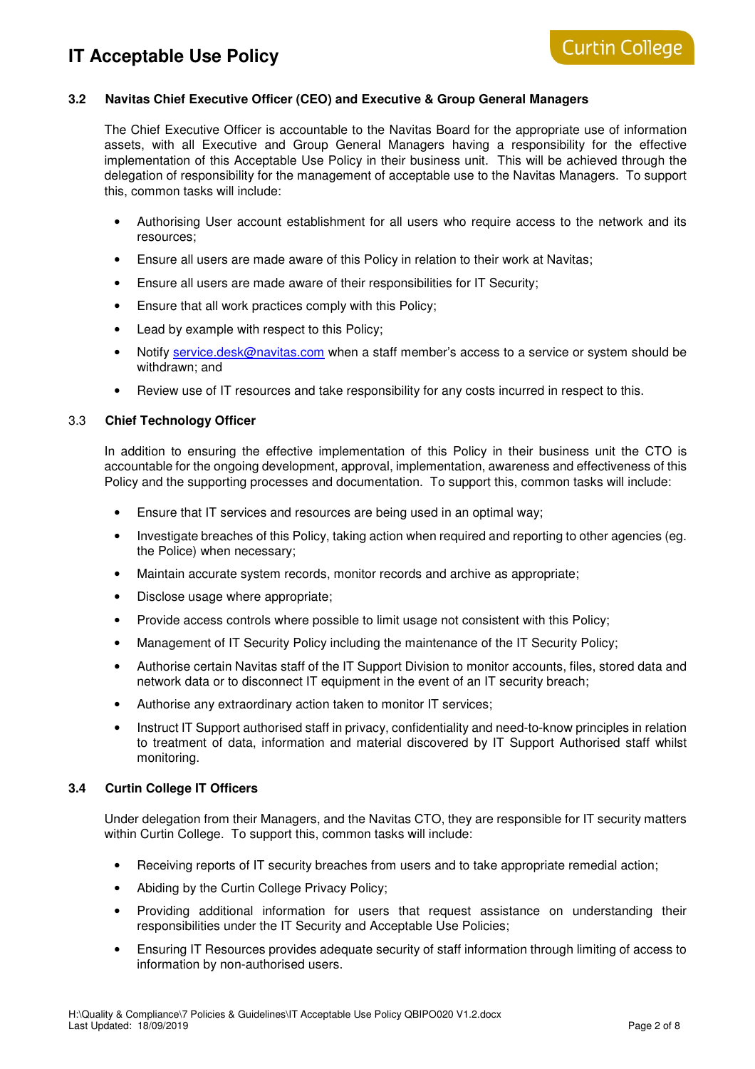### 3.2 Navitas Chief Executive Officer (CEO) and Executive & Group General Managers

The Chief Executive Officer is accountable to the Navitas Board for the appropriate use of information assets, with all Executive and Group General Managers having a responsibility for the effective implementation of this Acceptable Use Policy in their business unit. This will be achieved through the delegation of responsibility for the management of acceptable use to the Navitas Managers. To support this, common tasks will include:

- Authorising User account establishment for all users who require access to the network and its resources;
- Ensure all users are made aware of this Policy in relation to their work at Navitas;
- Ensure all users are made aware of their responsibilities for IT Security;
- Ensure that all work practices comply with this Policy;
- Lead by example with respect to this Policy;
- Notify service.desk@navitas.com when a staff member's access to a service or system should be withdrawn; and
- Review use of IT resources and take responsibility for any costs incurred in respect to this.

### 3.3 Chief Technology Officer

In addition to ensuring the effective implementation of this Policy in their business unit the CTO is accountable for the ongoing development, approval, implementation, awareness and effectiveness of this Policy and the supporting processes and documentation. To support this, common tasks will include:

- Ensure that IT services and resources are being used in an optimal way;
- Investigate breaches of this Policy, taking action when required and reporting to other agencies (eg. the Police) when necessary;
- Maintain accurate system records, monitor records and archive as appropriate;
- Disclose usage where appropriate;
- Provide access controls where possible to limit usage not consistent with this Policy;
- Management of IT Security Policy including the maintenance of the IT Security Policy;
- Authorise certain Navitas staff of the IT Support Division to monitor accounts, files, stored data and network data or to disconnect IT equipment in the event of an IT security breach;
- Authorise any extraordinary action taken to monitor IT services;
- Instruct IT Support authorised staff in privacy, confidentiality and need-to-know principles in relation to treatment of data, information and material discovered by IT Support Authorised staff whilst monitoring.

### 3.4 Curtin College IT Officers

Under delegation from their Managers, and the Navitas CTO, they are responsible for IT security matters within Curtin College. To support this, common tasks will include:

- Receiving reports of IT security breaches from users and to take appropriate remedial action;
- Abiding by the Curtin College Privacy Policy;
- Providing additional information for users that request assistance on understanding their responsibilities under the IT Security and Acceptable Use Policies;
- Ensuring IT Resources provides adequate security of staff information through limiting of access to information by non-authorised users.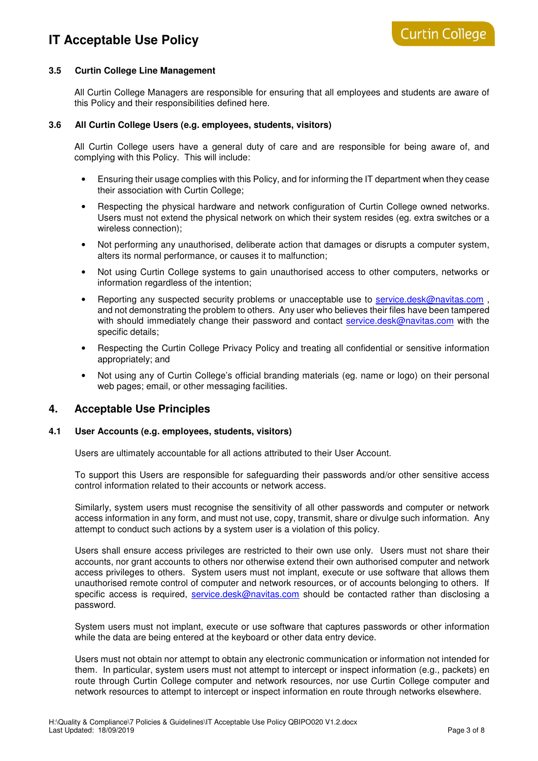### 3.5 Curtin College Line Management

All Curtin College Managers are responsible for ensuring that all employees and students are aware of this Policy and their responsibilities defined here.

### 3.6 All Curtin College Users (e.g. employees, students, visitors)

All Curtin College users have a general duty of care and are responsible for being aware of, and complying with this Policy. This will include:

- Ensuring their usage complies with this Policy, and for informing the IT department when they cease their association with Curtin College;
- Respecting the physical hardware and network configuration of Curtin College owned networks. Users must not extend the physical network on which their system resides (eg. extra switches or a wireless connection);
- Not performing any unauthorised, deliberate action that damages or disrupts a computer system, alters its normal performance, or causes it to malfunction;
- Not using Curtin College systems to gain unauthorised access to other computers, networks or information regardless of the intention;
- Reporting any suspected security problems or unacceptable use to service.desk@navitas.com , and not demonstrating the problem to others. Any user who believes their files have been tampered with should immediately change their password and contact service.desk@navitas.com with the specific details;
- Respecting the Curtin College Privacy Policy and treating all confidential or sensitive information appropriately; and
- Not using any of Curtin College's official branding materials (eg. name or logo) on their personal web pages; email, or other messaging facilities.

## 4. Acceptable Use Principles

### 4.1 User Accounts (e.g. employees, students, visitors)

Users are ultimately accountable for all actions attributed to their User Account.

To support this Users are responsible for safeguarding their passwords and/or other sensitive access control information related to their accounts or network access.

Similarly, system users must recognise the sensitivity of all other passwords and computer or network access information in any form, and must not use, copy, transmit, share or divulge such information. Any attempt to conduct such actions by a system user is a violation of this policy.

Users shall ensure access privileges are restricted to their own use only. Users must not share their accounts, nor grant accounts to others nor otherwise extend their own authorised computer and network access privileges to others. System users must not implant, execute or use software that allows them unauthorised remote control of computer and network resources, or of accounts belonging to others. If specific access is required, service.desk@navitas.com should be contacted rather than disclosing a password.

System users must not implant, execute or use software that captures passwords or other information while the data are being entered at the keyboard or other data entry device.

Users must not obtain nor attempt to obtain any electronic communication or information not intended for them. In particular, system users must not attempt to intercept or inspect information (e.g., packets) en route through Curtin College computer and network resources, nor use Curtin College computer and network resources to attempt to intercept or inspect information en route through networks elsewhere.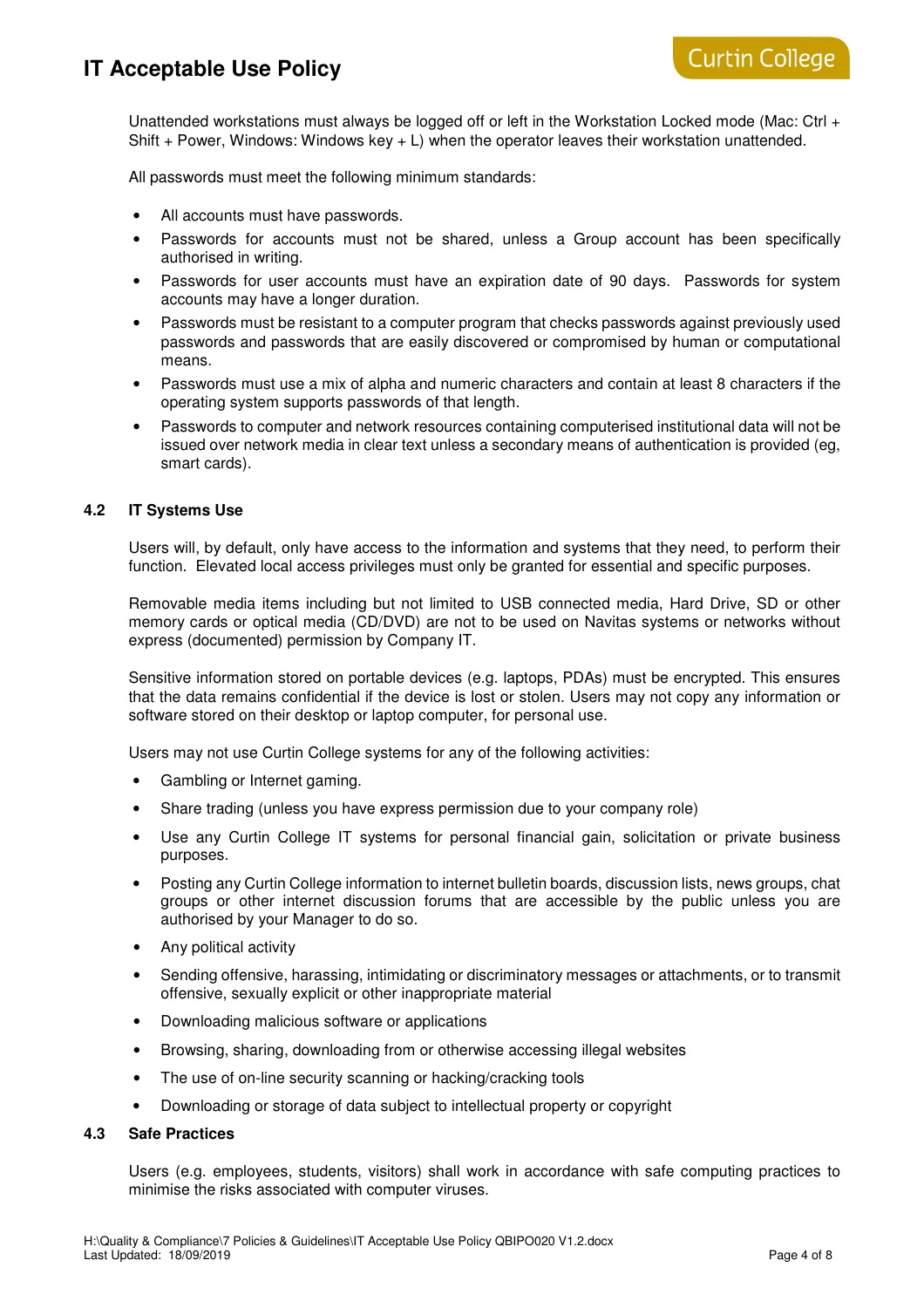Unattended workstations must always be logged off or left in the Workstation Locked mode (Mac: Ctrl + Shift + Power, Windows: Windows key + L) when the operator leaves their workstation unattended.

All passwords must meet the following minimum standards:

- All accounts must have passwords.
- Passwords for accounts must not be shared, unless a Group account has been specifically authorised in writing.
- Passwords for user accounts must have an expiration date of 90 days. Passwords for system accounts may have a longer duration.
- Passwords must be resistant to a computer program that checks passwords against previously used passwords and passwords that are easily discovered or compromised by human or computational means.
- Passwords must use a mix of alpha and numeric characters and contain at least 8 characters if the operating system supports passwords of that length.
- Passwords to computer and network resources containing computerised institutional data will not be issued over network media in clear text unless a secondary means of authentication is provided (eg, smart cards).

### 4.2 IT Systems Use

Users will, by default, only have access to the information and systems that they need, to perform their function. Elevated local access privileges must only be granted for essential and specific purposes.

Removable media items including but not limited to USB connected media, Hard Drive, SD or other memory cards or optical media (CD/DVD) are not to be used on Navitas systems or networks without express (documented) permission by Company IT.

Sensitive information stored on portable devices (e.g. laptops, PDAs) must be encrypted. This ensures that the data remains confidential if the device is lost or stolen. Users may not copy any information or software stored on their desktop or laptop computer, for personal use.

Users may not use Curtin College systems for any of the following activities:

- Gambling or Internet gaming.
- Share trading (unless you have express permission due to your company role)
- Use any Curtin College IT systems for personal financial gain, solicitation or private business purposes.
- Posting any Curtin College information to internet bulletin boards, discussion lists, news groups, chat groups or other internet discussion forums that are accessible by the public unless you are authorised by your Manager to do so.
- Any political activity
- Sending offensive, harassing, intimidating or discriminatory messages or attachments, or to transmit offensive, sexually explicit or other inappropriate material
- Downloading malicious software or applications
- Browsing, sharing, downloading from or otherwise accessing illegal websites
- The use of on-line security scanning or hacking/cracking tools
- Downloading or storage of data subject to intellectual property or copyright

### 4.3 Safe Practices

Users (e.g. employees, students, visitors) shall work in accordance with safe computing practices to minimise the risks associated with computer viruses.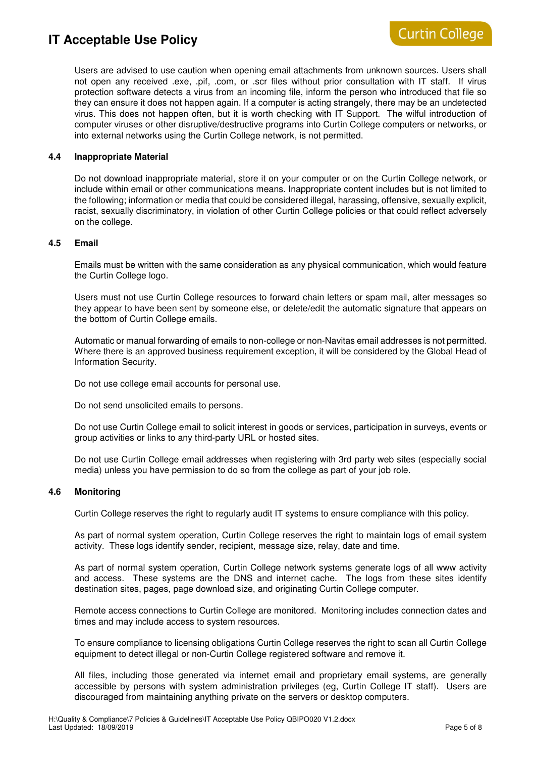Users are advised to use caution when opening email attachments from unknown sources. Users shall not open any received .exe, .pif, .com, or .scr files without prior consultation with IT staff. If virus protection software detects a virus from an incoming file, inform the person who introduced that file so they can ensure it does not happen again. If a computer is acting strangely, there may be an undetected virus. This does not happen often, but it is worth checking with IT Support. The wilful introduction of computer viruses or other disruptive/destructive programs into Curtin College computers or networks, or into external networks using the Curtin College network, is not permitted.

### 4.4 Inappropriate Material

Do not download inappropriate material, store it on your computer or on the Curtin College network, or include within email or other communications means. Inappropriate content includes but is not limited to the following; information or media that could be considered illegal, harassing, offensive, sexually explicit, racist, sexually discriminatory, in violation of other Curtin College policies or that could reflect adversely on the college.

### 4.5 Email

Emails must be written with the same consideration as any physical communication, which would feature the Curtin College logo.

Users must not use Curtin College resources to forward chain letters or spam mail, alter messages so they appear to have been sent by someone else, or delete/edit the automatic signature that appears on the bottom of Curtin College emails.

Automatic or manual forwarding of emails to non-college or non-Navitas email addresses is not permitted. Where there is an approved business requirement exception, it will be considered by the Global Head of Information Security.

Do not use college email accounts for personal use.

Do not send unsolicited emails to persons.

Do not use Curtin College email to solicit interest in goods or services, participation in surveys, events or group activities or links to any third-party URL or hosted sites.

Do not use Curtin College email addresses when registering with 3rd party web sites (especially social media) unless you have permission to do so from the college as part of your job role.

### 4.6 Monitoring

Curtin College reserves the right to regularly audit IT systems to ensure compliance with this policy.

As part of normal system operation, Curtin College reserves the right to maintain logs of email system activity. These logs identify sender, recipient, message size, relay, date and time.

As part of normal system operation, Curtin College network systems generate logs of all www activity and access. These systems are the DNS and internet cache. The logs from these sites identify destination sites, pages, page download size, and originating Curtin College computer.

Remote access connections to Curtin College are monitored. Monitoring includes connection dates and times and may include access to system resources.

To ensure compliance to licensing obligations Curtin College reserves the right to scan all Curtin College equipment to detect illegal or non-Curtin College registered software and remove it.

All files, including those generated via internet email and proprietary email systems, are generally accessible by persons with system administration privileges (eg, Curtin College IT staff). Users are discouraged from maintaining anything private on the servers or desktop computers.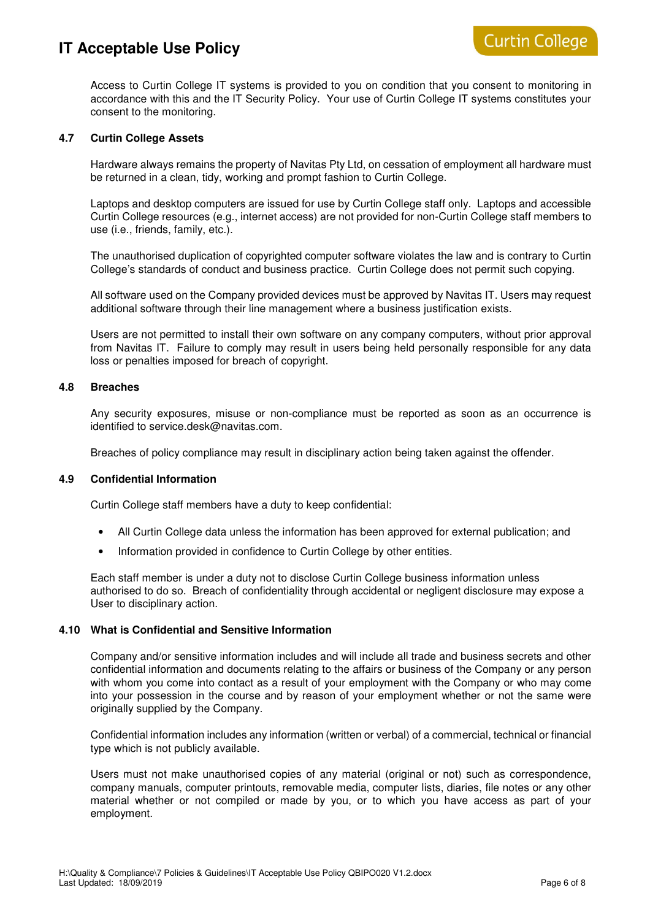Access to Curtin College IT systems is provided to you on condition that you consent to monitoring in accordance with this and the IT Security Policy. Your use of Curtin College IT systems constitutes your consent to the monitoring.

### 4.7 Curtin College Assets

Hardware always remains the property of Navitas Pty Ltd, on cessation of employment all hardware must be returned in a clean, tidy, working and prompt fashion to Curtin College.

Laptops and desktop computers are issued for use by Curtin College staff only. Laptops and accessible Curtin College resources (e.g., internet access) are not provided for non-Curtin College staff members to use (i.e., friends, family, etc.).

The unauthorised duplication of copyrighted computer software violates the law and is contrary to Curtin College's standards of conduct and business practice. Curtin College does not permit such copying.

All software used on the Company provided devices must be approved by Navitas IT. Users may request additional software through their line management where a business justification exists.

Users are not permitted to install their own software on any company computers, without prior approval from Navitas IT. Failure to comply may result in users being held personally responsible for any data loss or penalties imposed for breach of copyright.

### 4.8 Breaches

Any security exposures, misuse or non-compliance must be reported as soon as an occurrence is identified to service.desk@navitas.com.

Breaches of policy compliance may result in disciplinary action being taken against the offender.

### 4.9 Confidential Information

Curtin College staff members have a duty to keep confidential:

- All Curtin College data unless the information has been approved for external publication; and
- Information provided in confidence to Curtin College by other entities.

Each staff member is under a duty not to disclose Curtin College business information unless authorised to do so. Breach of confidentiality through accidental or negligent disclosure may expose a User to disciplinary action.

### 4.10 What is Confidential and Sensitive Information

Company and/or sensitive information includes and will include all trade and business secrets and other confidential information and documents relating to the affairs or business of the Company or any person with whom you come into contact as a result of your employment with the Company or who may come into your possession in the course and by reason of your employment whether or not the same were originally supplied by the Company.

Confidential information includes any information (written or verbal) of a commercial, technical or financial type which is not publicly available.

Users must not make unauthorised copies of any material (original or not) such as correspondence, company manuals, computer printouts, removable media, computer lists, diaries, file notes or any other material whether or not compiled or made by you, or to which you have access as part of your employment.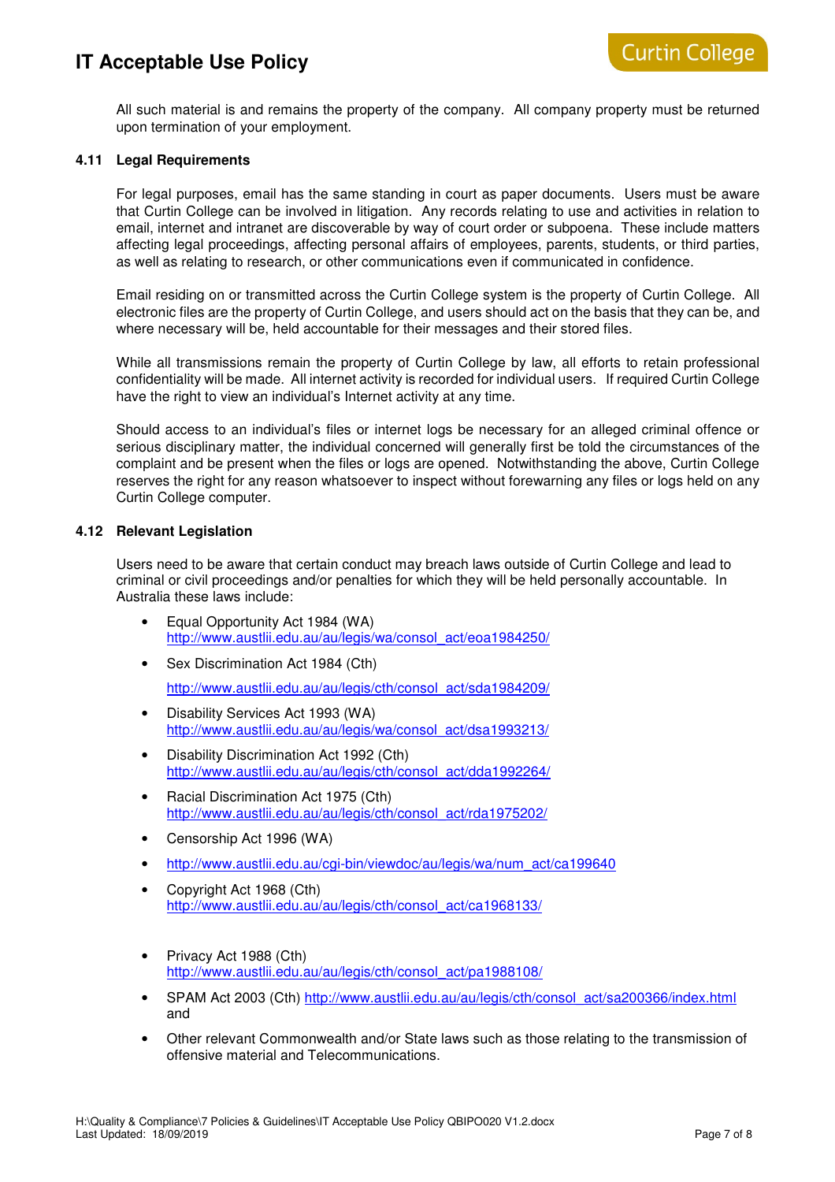All such material is and remains the property of the company. All company property must be returned upon termination of your employment.

### 4.11 Legal Requirements

For legal purposes, email has the same standing in court as paper documents. Users must be aware that Curtin College can be involved in litigation. Any records relating to use and activities in relation to email, internet and intranet are discoverable by way of court order or subpoena. These include matters affecting legal proceedings, affecting personal affairs of employees, parents, students, or third parties, as well as relating to research, or other communications even if communicated in confidence.

Email residing on or transmitted across the Curtin College system is the property of Curtin College. All electronic files are the property of Curtin College, and users should act on the basis that they can be, and where necessary will be, held accountable for their messages and their stored files.

While all transmissions remain the property of Curtin College by law, all efforts to retain professional confidentiality will be made. All internet activity is recorded for individual users. If required Curtin College have the right to view an individual's Internet activity at any time.

Should access to an individual's files or internet logs be necessary for an alleged criminal offence or serious disciplinary matter, the individual concerned will generally first be told the circumstances of the complaint and be present when the files or logs are opened. Notwithstanding the above, Curtin College reserves the right for any reason whatsoever to inspect without forewarning any files or logs held on any Curtin College computer.

### 4.12 Relevant Legislation

Users need to be aware that certain conduct may breach laws outside of Curtin College and lead to criminal or civil proceedings and/or penalties for which they will be held personally accountable. In Australia these laws include:

- Equal Opportunity Act 1984 (WA) http://www.austlii.edu.au/au/legis/wa/consol_act/eoa1984250/
- Sex Discrimination Act 1984 (Cth)

  http://www.austlii.edu.au/au/legis/cth/consol_act/sda1984209/
- Disability Services Act 1993 (WA) http://www.austlii.edu.au/au/legis/wa/consol_act/dsa1993213/
- Disability Discrimination Act 1992 (Cth) http://www.austlii.edu.au/au/legis/cth/consol_act/dda1992264/
- Racial Discrimination Act 1975 (Cth) http://www.austlii.edu.au/au/legis/cth/consol_act/rda1975202/
- Censorship Act 1996 (WA)
- http://www.austlii.edu.au/cgi-bin/viewdoc/au/legis/wa/num_act/ca199640
- Copyright Act 1968 (Cth) http://www.austlii.edu.au/au/legis/cth/consol_act/ca1968133/
- Privacy Act 1988 (Cth) http://www.austlii.edu.au/au/legis/cth/consol_act/pa1988108/
- SPAM Act 2003 (Cth) http://www.austlii.edu.au/au/legis/cth/consol_act/sa200366/index.html and
- Other relevant Commonwealth and/or State laws such as those relating to the transmission of offensive material and Telecommunications.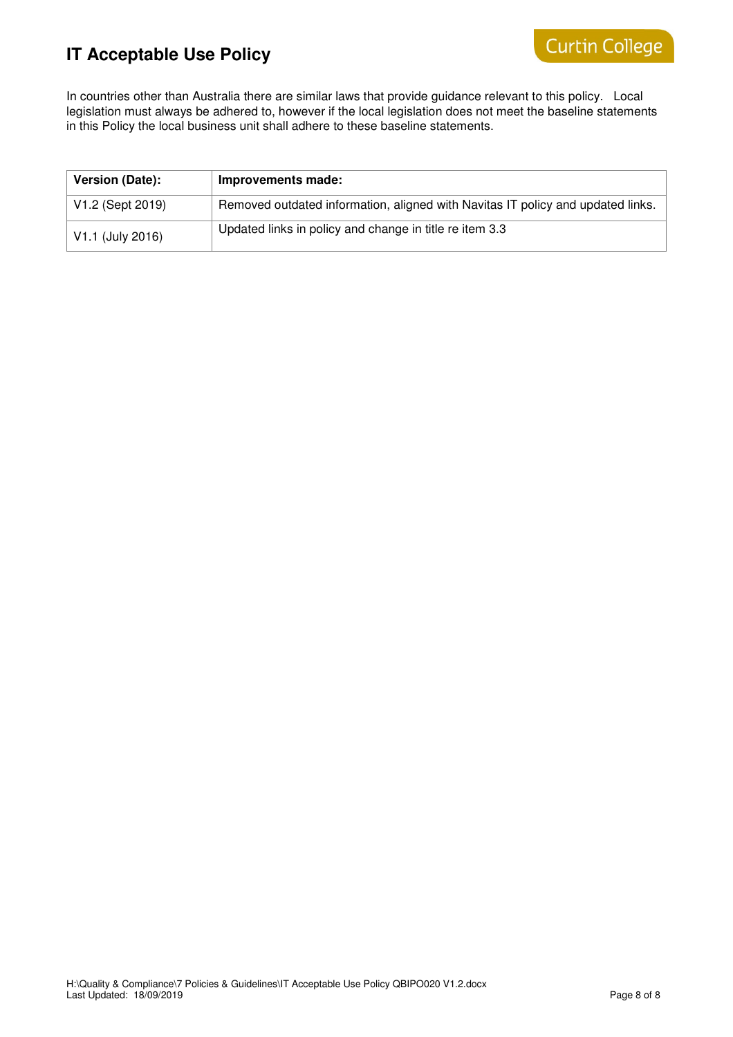In countries other than Australia there are similar laws that provide guidance relevant to this policy. Local legislation must always be adhered to, however if the local legislation does not meet the baseline statements in this Policy the local business unit shall adhere to these baseline statements.

| Version (Date): | Improvements made: |
|---|---|
| V1.2 (Sept 2019) | Removed outdated information, aligned with Navitas IT policy and updated links. |
| V1.1 (July 2016) | Updated links in policy and change in title re item 3.3 |